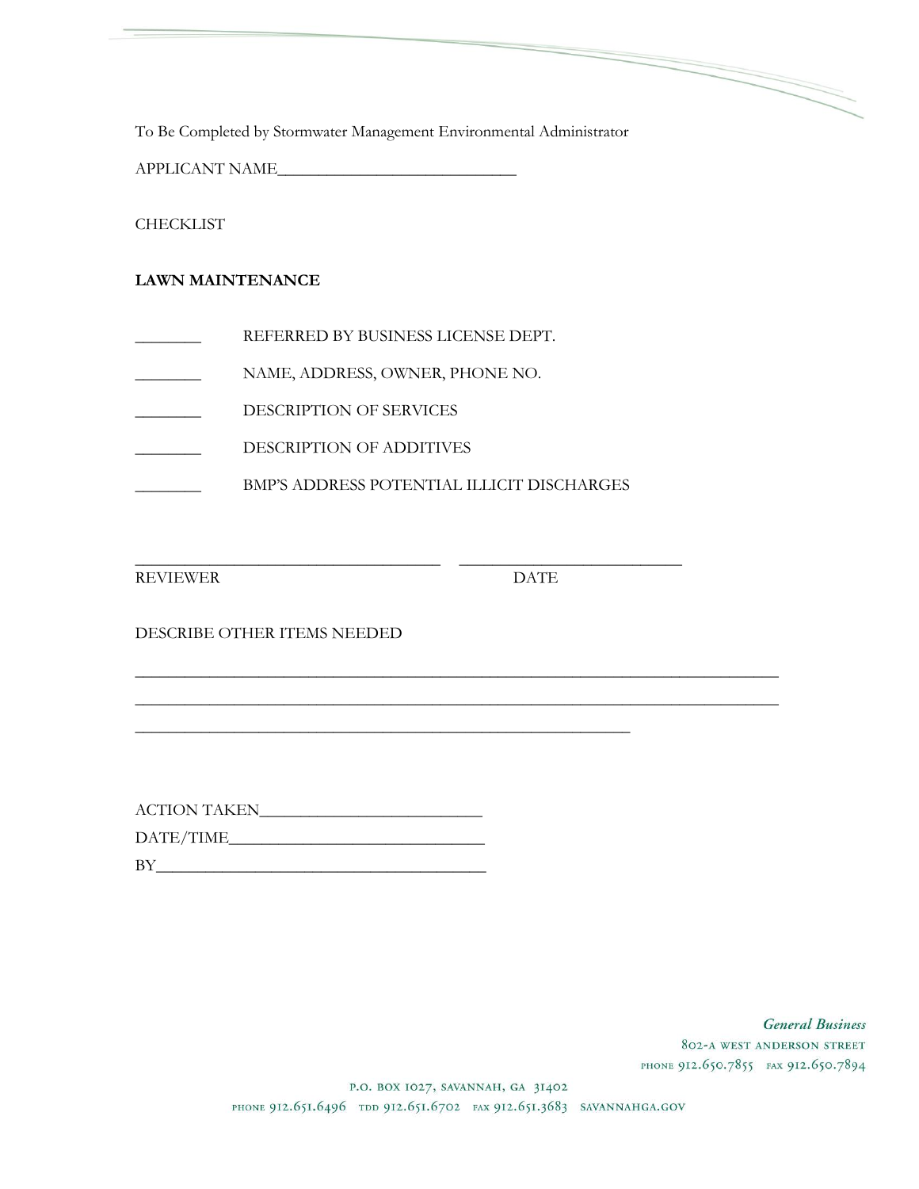To Be Completed by Stormwater Management Environmental Administrator

APPLICANT NAME____________________________

CHECKLIST

**LAWN MAINTENANCE**

________ REFERRED BY BUSINESS LICENSE DEPT.

________ NAME, ADDRESS, OWNER, PHONE NO.

________ DESCRIPTION OF SERVICES

________ DESCRIPTION OF ADDITIVES

________ BMP'S ADDRESS POTENTIAL ILLICIT DISCHARGES

____________________________________ __________________________

REVIEWER DATE

DESCRIBE OTHER ITEMS NEEDED

____________________________________________________________________________

____________________________________________________________________________

__________________________________________________________

ACTION TAKEN__________________________

DATE/TIME_____________________________

BY______________________________________

*General Business*

802-A WEST ANDERSON STREET

PHONE 912.650.7855 FAX 912.650.7894

P.O. BOX 1027, SAVANNAH, GA 31402

PHONE 912.651.6496 TDD 912.651.6702 FAX 912.651.3683 SAVANNAHGA.GOV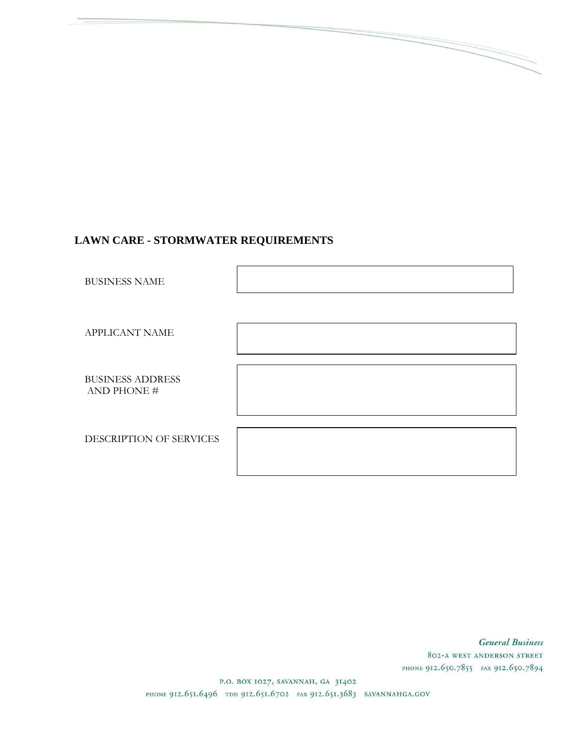## LAWN CARE - STORMWATER REQUIREMENTS

| | |
|---|---|
| BUSINESS NAME | |
| APPLICANT NAME | |
| BUSINESS ADDRESS AND PHONE # | |
| DESCRIPTION OF SERVICES | |

*General Business*
802-A WEST ANDERSON STREET
PHONE 912.650.7855 FAX 912.650.7894

P.O. BOX 1027, SAVANNAH, GA 31402
PHONE 912.651.6496 TDD 912.651.6702 FAX 912.651.3683 SAVANNAHGA.GOV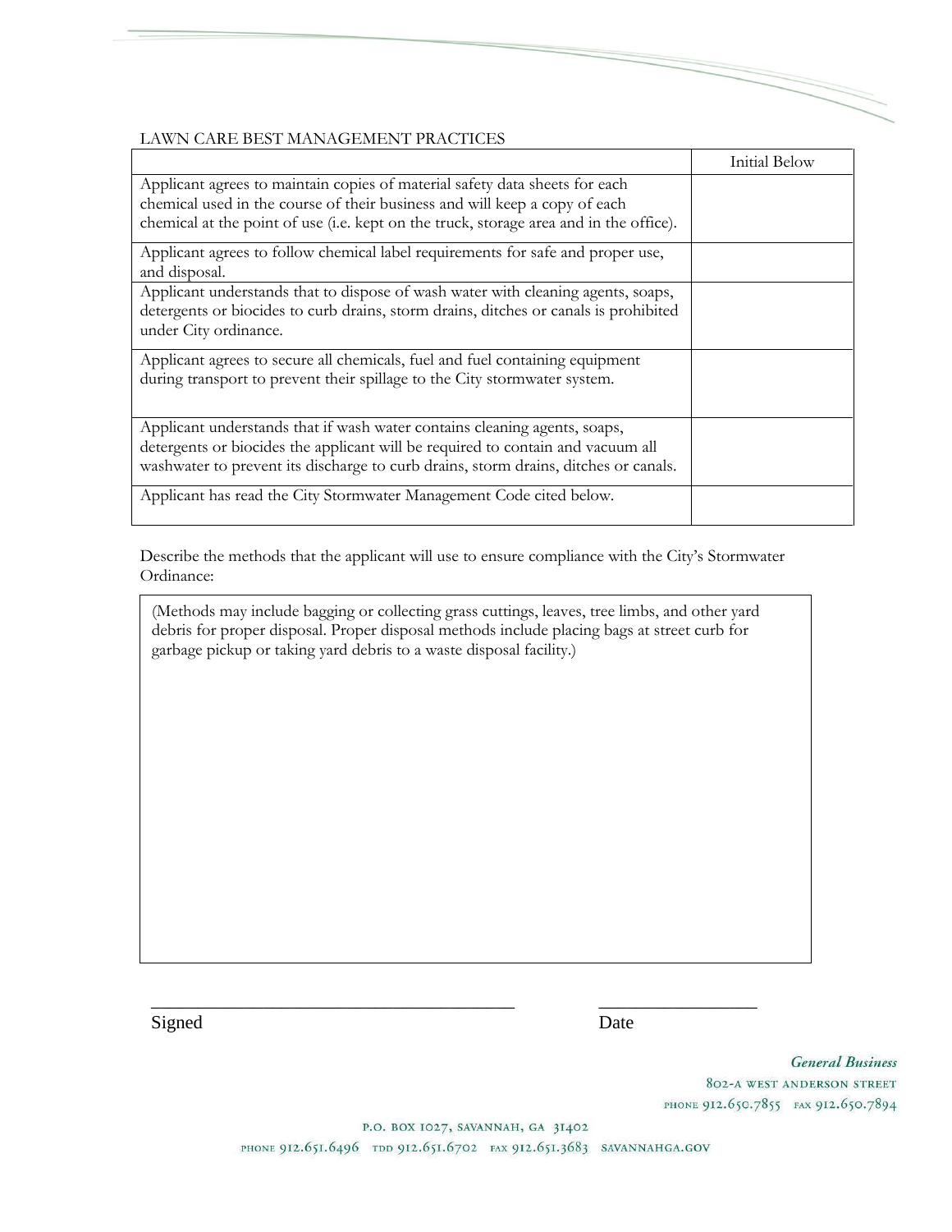LAWN CARE BEST MANAGEMENT PRACTICES

| | Initial Below |
|---|---|
| Applicant agrees to maintain copies of material safety data sheets for each chemical used in the course of their business and will keep a copy of each chemical at the point of use (i.e. kept on the truck, storage area and in the office). | |
| Applicant agrees to follow chemical label requirements for safe and proper use, and disposal. | |
| Applicant understands that to dispose of wash water with cleaning agents, soaps, detergents or biocides to curb drains, storm drains, ditches or canals is prohibited under City ordinance. | |
| Applicant agrees to secure all chemicals, fuel and fuel containing equipment during transport to prevent their spillage to the City stormwater system. | |
| Applicant understands that if wash water contains cleaning agents, soaps, detergents or biocides the applicant will be required to contain and vacuum all washwater to prevent its discharge to curb drains, storm drains, ditches or canals. | |
| Applicant has read the City Stormwater Management Code cited below. | |

Describe the methods that the applicant will use to ensure compliance with the City's Stormwater Ordinance:

| (Methods may include bagging or collecting grass cuttings, leaves, tree limbs, and other yard debris for proper disposal. Proper disposal methods include placing bags at street curb for garbage pickup or taking yard debris to a waste disposal facility.) |
|---|

\_\_\_\_\_\_\_\_\_\_\_\_\_\_\_\_\_\_\_\_\_\_\_\_\_\_\_\_\_\_\_\_\_\_\_\_\_\_\_\_ \_\_\_\_\_\_\_\_\_\_\_\_\_\_\_\_\_\_

Signed Date

*General Business*
802-A WEST ANDERSON STREET
PHONE 912.650.7855 FAX 912.650.7894

P.O. BOX 1027, SAVANNAH, GA 31402
PHONE 912.651.6496 TDD 912.651.6702 FAX 912.651.3683 SAVANNAHGA.GOV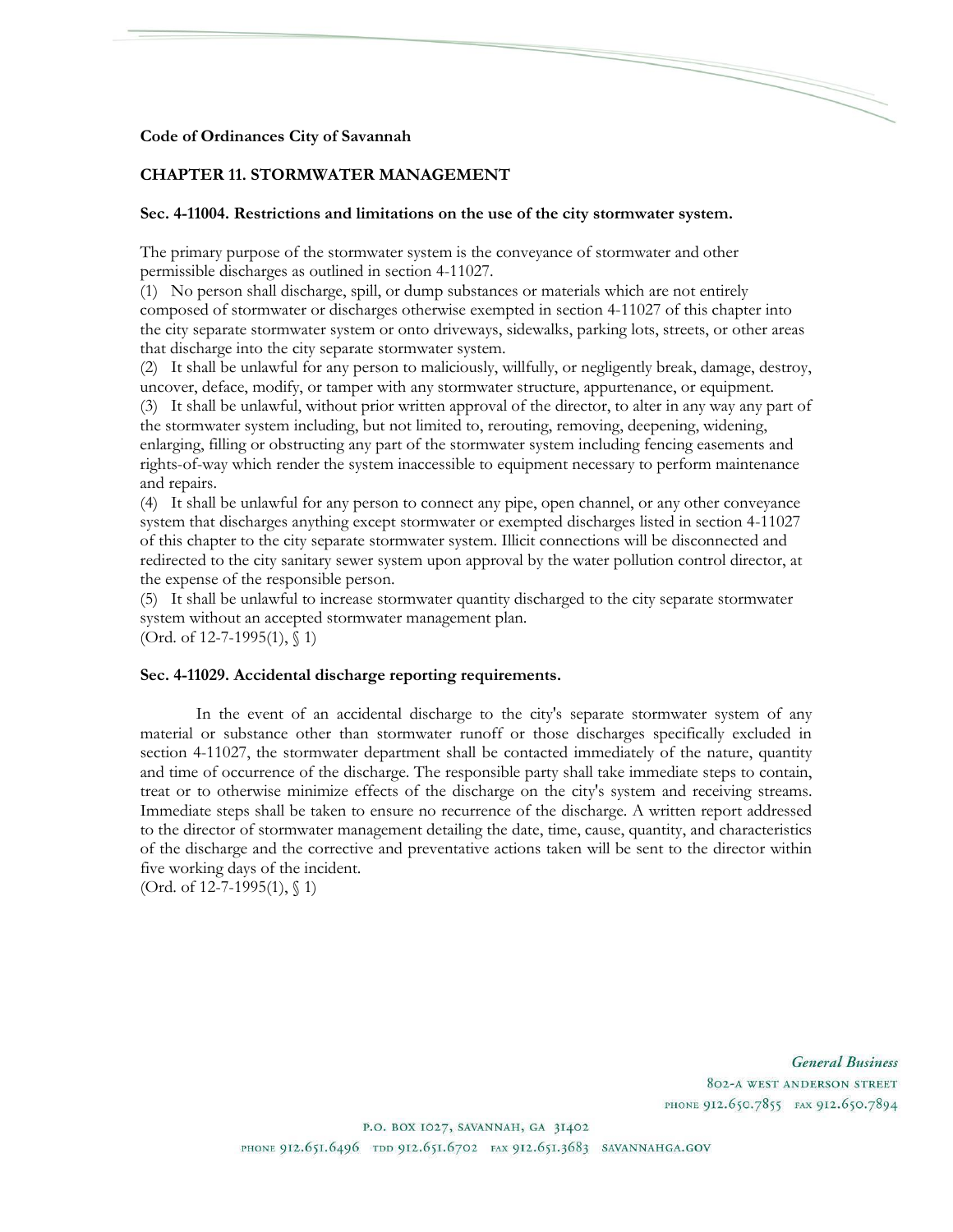**Code of Ordinances City of Savannah**

**CHAPTER 11. STORMWATER MANAGEMENT**

**Sec. 4-11004. Restrictions and limitations on the use of the city stormwater system.**

The primary purpose of the stormwater system is the conveyance of stormwater and other permissible discharges as outlined in section 4-11027.

(1) No person shall discharge, spill, or dump substances or materials which are not entirely composed of stormwater or discharges otherwise exempted in section 4-11027 of this chapter into the city separate stormwater system or onto driveways, sidewalks, parking lots, streets, or other areas that discharge into the city separate stormwater system.

(2) It shall be unlawful for any person to maliciously, willfully, or negligently break, damage, destroy, uncover, deface, modify, or tamper with any stormwater structure, appurtenance, or equipment.

(3) It shall be unlawful, without prior written approval of the director, to alter in any way any part of the stormwater system including, but not limited to, rerouting, removing, deepening, widening, enlarging, filling or obstructing any part of the stormwater system including fencing easements and rights-of-way which render the system inaccessible to equipment necessary to perform maintenance and repairs.

(4) It shall be unlawful for any person to connect any pipe, open channel, or any other conveyance system that discharges anything except stormwater or exempted discharges listed in section 4-11027 of this chapter to the city separate stormwater system. Illicit connections will be disconnected and redirected to the city sanitary sewer system upon approval by the water pollution control director, at the expense of the responsible person.

(5) It shall be unlawful to increase stormwater quantity discharged to the city separate stormwater system without an accepted stormwater management plan.

(Ord. of 12-7-1995(1), § 1)

**Sec. 4-11029. Accidental discharge reporting requirements.**

In the event of an accidental discharge to the city's separate stormwater system of any material or substance other than stormwater runoff or those discharges specifically excluded in section 4-11027, the stormwater department shall be contacted immediately of the nature, quantity and time of occurrence of the discharge. The responsible party shall take immediate steps to contain, treat or to otherwise minimize effects of the discharge on the city's system and receiving streams. Immediate steps shall be taken to ensure no recurrence of the discharge. A written report addressed to the director of stormwater management detailing the date, time, cause, quantity, and characteristics of the discharge and the corrective and preventative actions taken will be sent to the director within five working days of the incident.

(Ord. of 12-7-1995(1), § 1)